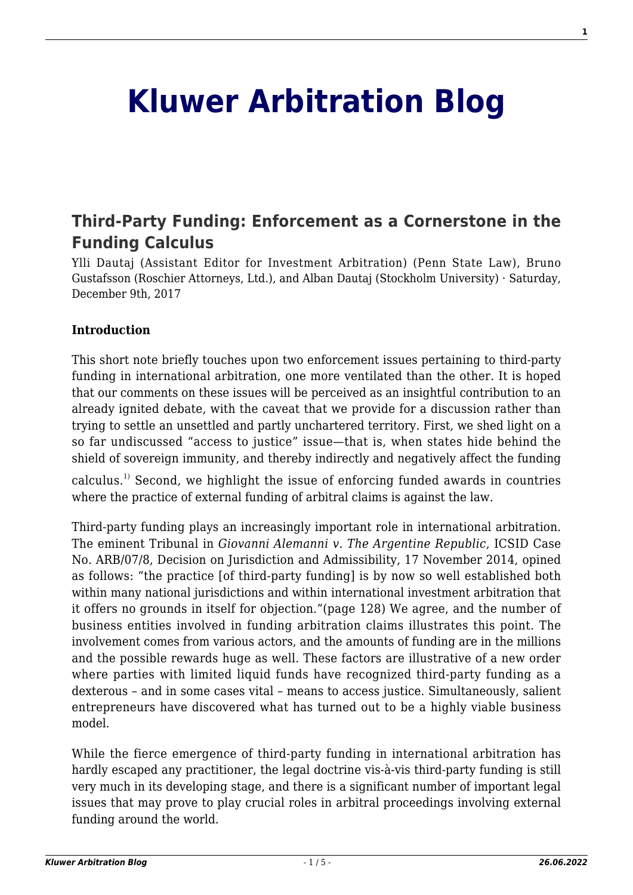# Kluwer Arbitration Blog

## Third-Party Funding: Enforcement as a Cornerstone in the Funding Calculus

Ylli Dautaj (Assistant Editor for Investment Arbitration) (Penn State Law), Bruno Gustafsson (Roschier Attorneys, Ltd.), and Alban Dautaj (Stockholm University) · Saturday, December 9th, 2017

**Introduction**

This short note briefly touches upon two enforcement issues pertaining to third-party funding in international arbitration, one more ventilated than the other. It is hoped that our comments on these issues will be perceived as an insightful contribution to an already ignited debate, with the caveat that we provide for a discussion rather than trying to settle an unsettled and partly unchartered territory. First, we shed light on a so far undiscussed "access to justice" issue—that is, when states hide behind the shield of sovereign immunity, and thereby indirectly and negatively affect the funding calculus.[1] Second, we highlight the issue of enforcing funded awards in countries where the practice of external funding of arbitral claims is against the law.

Third-party funding plays an increasingly important role in international arbitration. The eminent Tribunal in *Giovanni Alemanni v. The Argentine Republic*, ICSID Case No. ARB/07/8, Decision on Jurisdiction and Admissibility, 17 November 2014, opined as follows: "the practice [of third-party funding] is by now so well established both within many national jurisdictions and within international investment arbitration that it offers no grounds in itself for objection."(page 128) We agree, and the number of business entities involved in funding arbitration claims illustrates this point. The involvement comes from various actors, and the amounts of funding are in the millions and the possible rewards huge as well. These factors are illustrative of a new order where parties with limited liquid funds have recognized third-party funding as a dexterous – and in some cases vital – means to access justice. Simultaneously, salient entrepreneurs have discovered what has turned out to be a highly viable business model.

While the fierce emergence of third-party funding in international arbitration has hardly escaped any practitioner, the legal doctrine vis-à-vis third-party funding is still very much in its developing stage, and there is a significant number of important legal issues that may prove to play crucial roles in arbitral proceedings involving external funding around the world.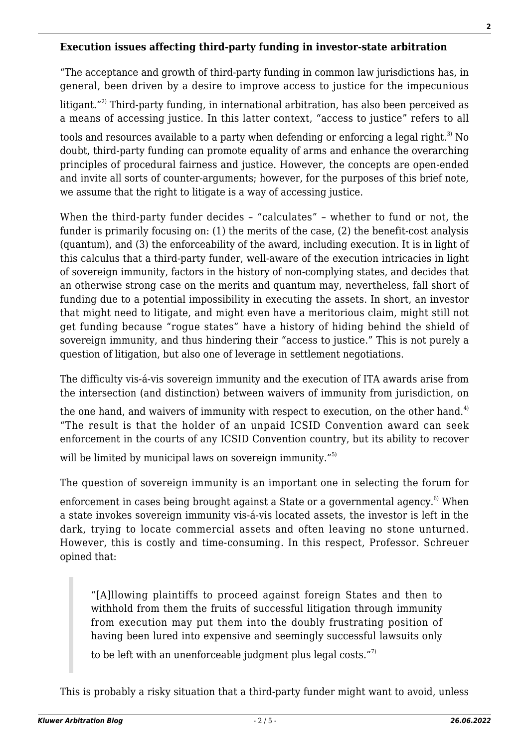**Execution issues affecting third-party funding in investor-state arbitration**

"The acceptance and growth of third-party funding in common law jurisdictions has, in general, been driven by a desire to improve access to justice for the impecunious litigant."[2] Third-party funding, in international arbitration, has also been perceived as a means of accessing justice. In this latter context, "access to justice" refers to all tools and resources available to a party when defending or enforcing a legal right.[3] No doubt, third-party funding can promote equality of arms and enhance the overarching principles of procedural fairness and justice. However, the concepts are open-ended and invite all sorts of counter-arguments; however, for the purposes of this brief note, we assume that the right to litigate is a way of accessing justice.

When the third-party funder decides – "calculates" – whether to fund or not, the funder is primarily focusing on: (1) the merits of the case, (2) the benefit-cost analysis (quantum), and (3) the enforceability of the award, including execution. It is in light of this calculus that a third-party funder, well-aware of the execution intricacies in light of sovereign immunity, factors in the history of non-complying states, and decides that an otherwise strong case on the merits and quantum may, nevertheless, fall short of funding due to a potential impossibility in executing the assets. In short, an investor that might need to litigate, and might even have a meritorious claim, might still not get funding because "rogue states" have a history of hiding behind the shield of sovereign immunity, and thus hindering their "access to justice." This is not purely a question of litigation, but also one of leverage in settlement negotiations.

The difficulty vis-á-vis sovereign immunity and the execution of ITA awards arise from the intersection (and distinction) between waivers of immunity from jurisdiction, on the one hand, and waivers of immunity with respect to execution, on the other hand.[4] "The result is that the holder of an unpaid ICSID Convention award can seek enforcement in the courts of any ICSID Convention country, but its ability to recover will be limited by municipal laws on sovereign immunity."[5]

The question of sovereign immunity is an important one in selecting the forum for enforcement in cases being brought against a State or a governmental agency.[6] When a state invokes sovereign immunity vis-á-vis located assets, the investor is left in the dark, trying to locate commercial assets and often leaving no stone unturned. However, this is costly and time-consuming. In this respect, Professor. Schreuer opined that:

> "[A]llowing plaintiffs to proceed against foreign States and then to withhold from them the fruits of successful litigation through immunity from execution may put them into the doubly frustrating position of having been lured into expensive and seemingly successful lawsuits only to be left with an unenforceable judgment plus legal costs."[7]

This is probably a risky situation that a third-party funder might want to avoid, unless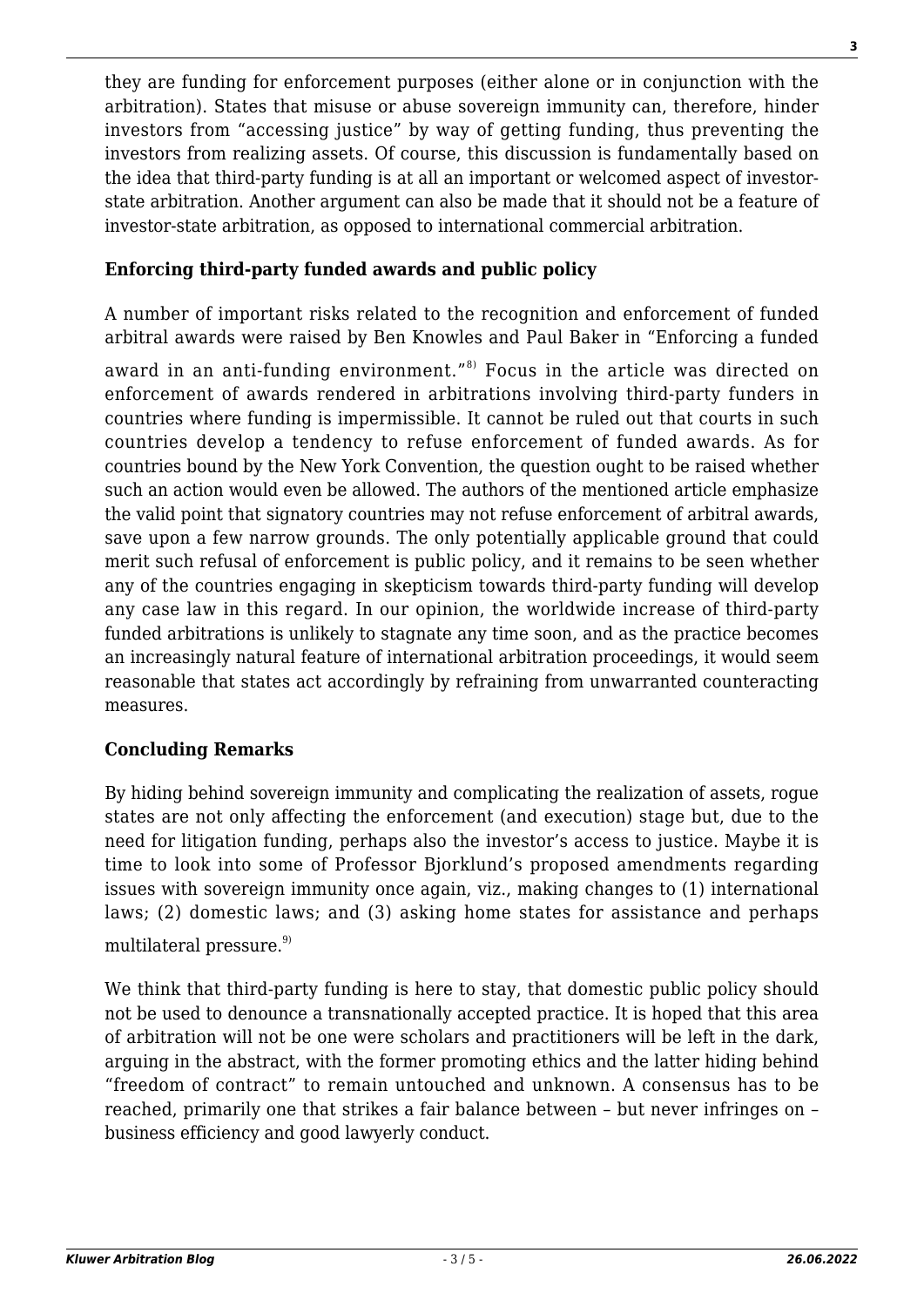they are funding for enforcement purposes (either alone or in conjunction with the arbitration). States that misuse or abuse sovereign immunity can, therefore, hinder investors from "accessing justice" by way of getting funding, thus preventing the investors from realizing assets. Of course, this discussion is fundamentally based on the idea that third-party funding is at all an important or welcomed aspect of investor-state arbitration. Another argument can also be made that it should not be a feature of investor-state arbitration, as opposed to international commercial arbitration.

**Enforcing third-party funded awards and public policy**

A number of important risks related to the recognition and enforcement of funded arbitral awards were raised by Ben Knowles and Paul Baker in "Enforcing a funded award in an anti-funding environment."[8] Focus in the article was directed on enforcement of awards rendered in arbitrations involving third-party funders in countries where funding is impermissible. It cannot be ruled out that courts in such countries develop a tendency to refuse enforcement of funded awards. As for countries bound by the New York Convention, the question ought to be raised whether such an action would even be allowed. The authors of the mentioned article emphasize the valid point that signatory countries may not refuse enforcement of arbitral awards, save upon a few narrow grounds. The only potentially applicable ground that could merit such refusal of enforcement is public policy, and it remains to be seen whether any of the countries engaging in skepticism towards third-party funding will develop any case law in this regard. In our opinion, the worldwide increase of third-party funded arbitrations is unlikely to stagnate any time soon, and as the practice becomes an increasingly natural feature of international arbitration proceedings, it would seem reasonable that states act accordingly by refraining from unwarranted counteracting measures.

**Concluding Remarks**

By hiding behind sovereign immunity and complicating the realization of assets, rogue states are not only affecting the enforcement (and execution) stage but, due to the need for litigation funding, perhaps also the investor's access to justice. Maybe it is time to look into some of Professor Bjorklund's proposed amendments regarding issues with sovereign immunity once again, viz., making changes to (1) international laws; (2) domestic laws; and (3) asking home states for assistance and perhaps multilateral pressure.[9]

We think that third-party funding is here to stay, that domestic public policy should not be used to denounce a transnationally accepted practice. It is hoped that this area of arbitration will not be one were scholars and practitioners will be left in the dark, arguing in the abstract, with the former promoting ethics and the latter hiding behind "freedom of contract" to remain untouched and unknown. A consensus has to be reached, primarily one that strikes a fair balance between – but never infringes on – business efficiency and good lawyerly conduct.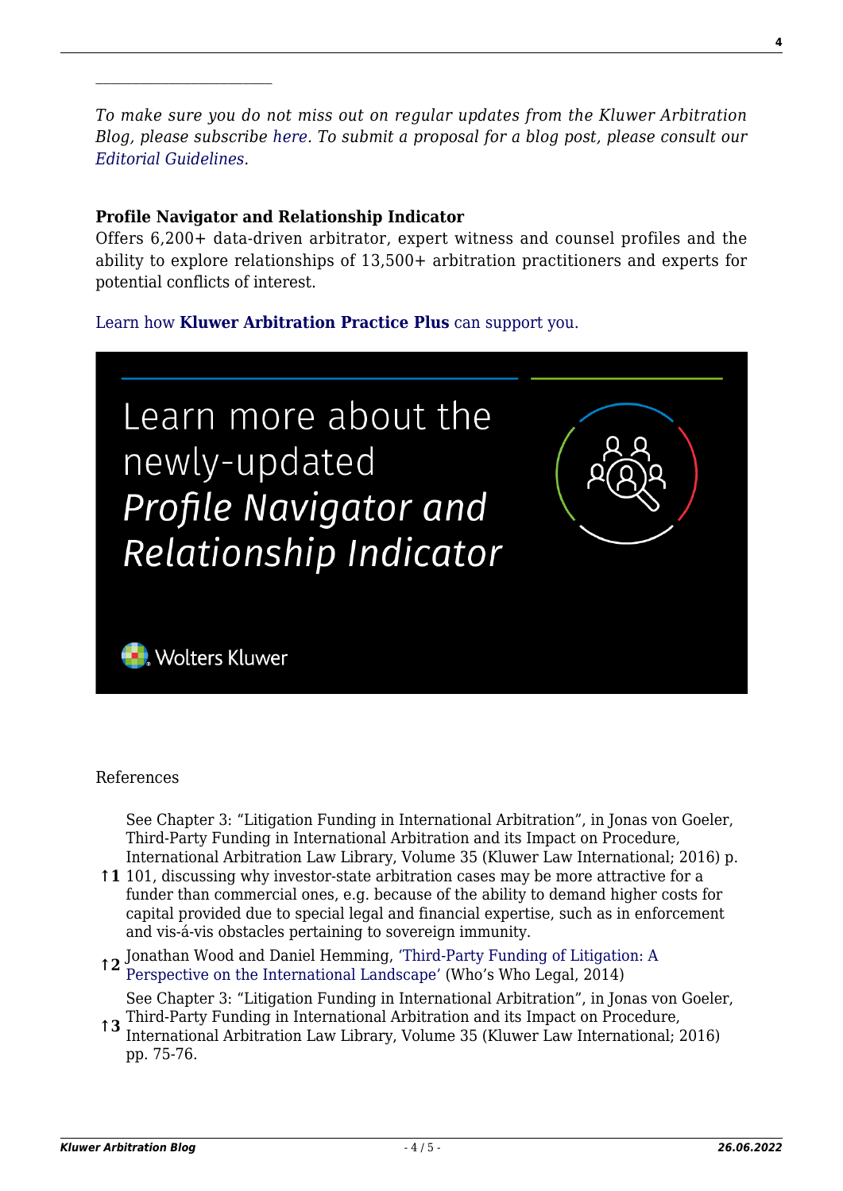---

*To make sure you do not miss out on regular updates from the Kluwer Arbitration Blog, please subscribe here. To submit a proposal for a blog post, please consult our Editorial Guidelines.*

**Profile Navigator and Relationship Indicator**
Offers 6,200+ data-driven arbitrator, expert witness and counsel profiles and the ability to explore relationships of 13,500+ arbitration practitioners and experts for potential conflicts of interest.

Learn how **Kluwer Arbitration Practice Plus** can support you.

Learn more about the newly-updated *Profile Navigator and Relationship Indicator*

Wolters Kluwer

References

↑1 See Chapter 3: "Litigation Funding in International Arbitration", in Jonas von Goeler, Third-Party Funding in International Arbitration and its Impact on Procedure, International Arbitration Law Library, Volume 35 (Kluwer Law International; 2016) p. 101, discussing why investor-state arbitration cases may be more attractive for a funder than commercial ones, e.g. because of the ability to demand higher costs for capital provided due to special legal and financial expertise, such as in enforcement and vis-á-vis obstacles pertaining to sovereign immunity.

↑2 Jonathan Wood and Daniel Hemming, 'Third-Party Funding of Litigation: A Perspective on the International Landscape' (Who's Who Legal, 2014)

↑3 See Chapter 3: "Litigation Funding in International Arbitration", in Jonas von Goeler, Third-Party Funding in International Arbitration and its Impact on Procedure, International Arbitration Law Library, Volume 35 (Kluwer Law International; 2016) pp. 75-76.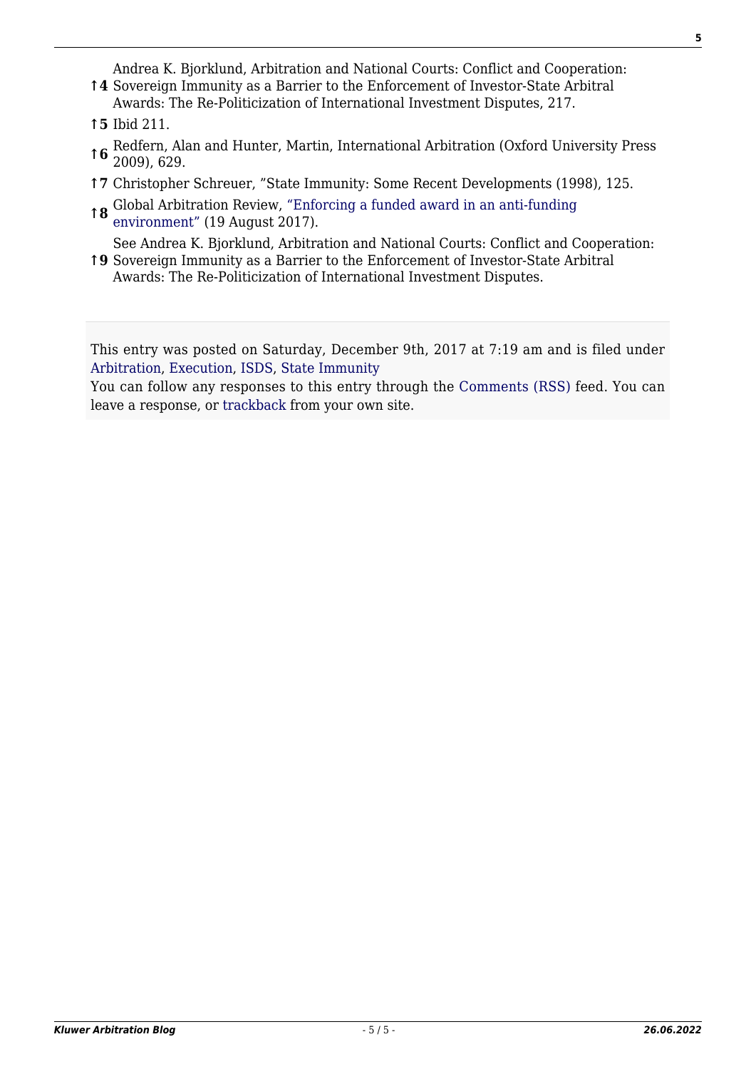↑4 Andrea K. Bjorklund, Arbitration and National Courts: Conflict and Cooperation: Sovereign Immunity as a Barrier to the Enforcement of Investor-State Arbitral Awards: The Re-Politicization of International Investment Disputes, 217.

↑5 Ibid 211.

↑6 Redfern, Alan and Hunter, Martin, International Arbitration (Oxford University Press 2009), 629.

↑7 Christopher Schreuer, "State Immunity: Some Recent Developments (1998), 125.

↑8 Global Arbitration Review, "Enforcing a funded award in an anti-funding environment" (19 August 2017).

↑9 See Andrea K. Bjorklund, Arbitration and National Courts: Conflict and Cooperation: Sovereign Immunity as a Barrier to the Enforcement of Investor-State Arbitral Awards: The Re-Politicization of International Investment Disputes.

This entry was posted on Saturday, December 9th, 2017 at 7:19 am and is filed under Arbitration, Execution, ISDS, State Immunity

You can follow any responses to this entry through the Comments (RSS) feed. You can leave a response, or trackback from your own site.